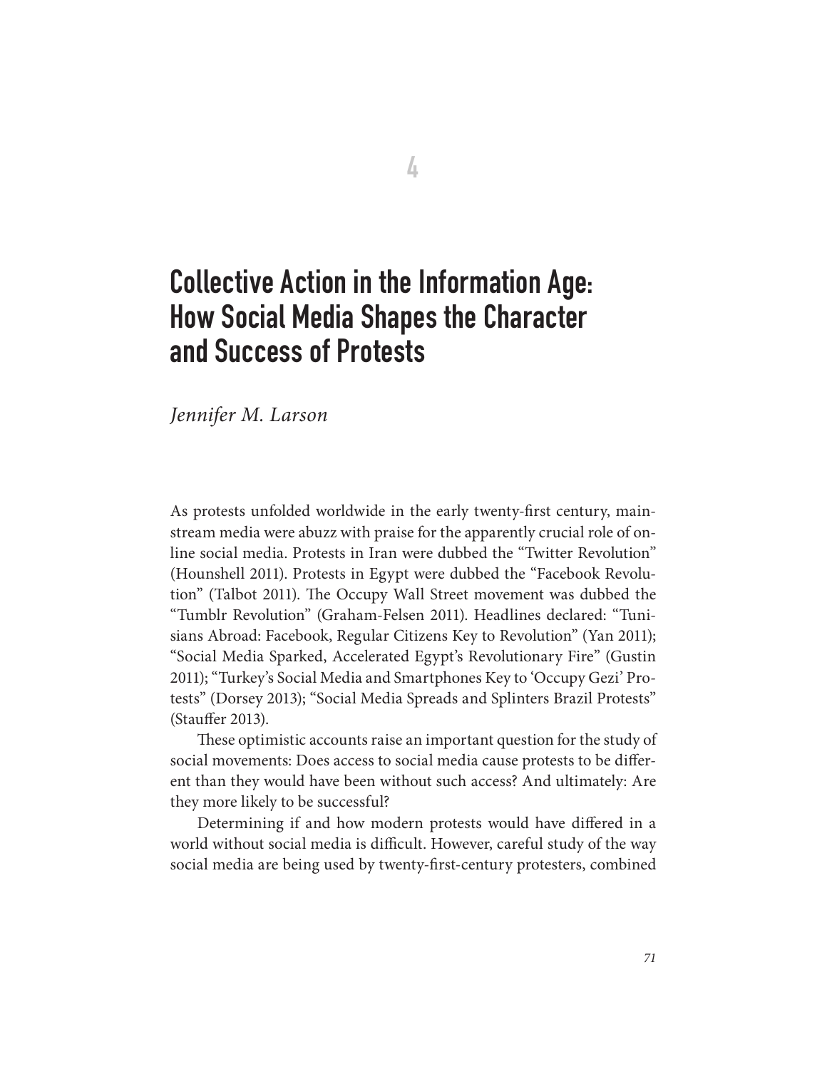# 4

# Collective Action in the Information Age: How Social Media Shapes the Character and Success of Protests

*Jennifer M. Larson*

As protests unfolded worldwide in the early twenty-first century, mainstream media were abuzz with praise for the apparently crucial role of online social media. Protests in Iran were dubbed the "Twitter Revolution" (Hounshell 2011). Protests in Egypt were dubbed the "Facebook Revolution" (Talbot 2011). The Occupy Wall Street movement was dubbed the "Tumblr Revolution" (Graham-Felsen 2011). Headlines declared: "Tunisians Abroad: Facebook, Regular Citizens Key to Revolution" (Yan 2011); "Social Media Sparked, Accelerated Egypt's Revolutionary Fire" (Gustin 2011); "Turkey's Social Media and Smartphones Key to 'Occupy Gezi' Protests" (Dorsey 2013); "Social Media Spreads and Splinters Brazil Protests" (Stauffer 2013).

These optimistic accounts raise an important question for the study of social movements: Does access to social media cause protests to be different than they would have been without such access? And ultimately: Are they more likely to be successful?

Determining if and how modern protests would have differed in a world without social media is difficult. However, careful study of the way social media are being used by twenty-first-century protesters, combined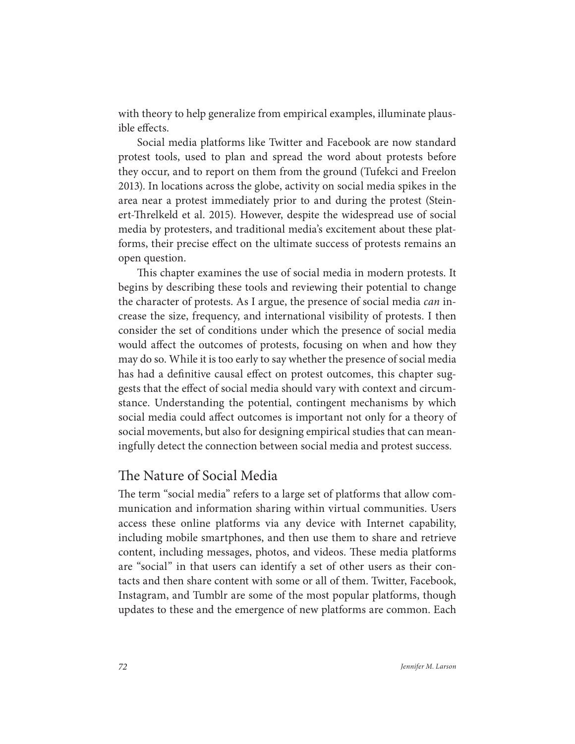with theory to help generalize from empirical examples, illuminate plausible effects.

Social media platforms like Twitter and Facebook are now standard protest tools, used to plan and spread the word about protests before they occur, and to report on them from the ground (Tufekci and Freelon 2013). In locations across the globe, activity on social media spikes in the area near a protest immediately prior to and during the protest (Steinert-Threlkeld et al. 2015). However, despite the widespread use of social media by protesters, and traditional media's excitement about these platforms, their precise effect on the ultimate success of protests remains an open question.

This chapter examines the use of social media in modern protests. It begins by describing these tools and reviewing their potential to change the character of protests. As I argue, the presence of social media *can* increase the size, frequency, and international visibility of protests. I then consider the set of conditions under which the presence of social media would affect the outcomes of protests, focusing on when and how they may do so. While it is too early to say whether the presence of social media has had a definitive causal effect on protest outcomes, this chapter suggests that the effect of social media should vary with context and circumstance. Understanding the potential, contingent mechanisms by which social media could affect outcomes is important not only for a theory of social movements, but also for designing empirical studies that can meaningfully detect the connection between social media and protest success.

## The Nature of Social Media

The term "social media" refers to a large set of platforms that allow communication and information sharing within virtual communities. Users access these online platforms via any device with Internet capability, including mobile smartphones, and then use them to share and retrieve content, including messages, photos, and videos. These media platforms are "social" in that users can identify a set of other users as their contacts and then share content with some or all of them. Twitter, Facebook, Instagram, and Tumblr are some of the most popular platforms, though updates to these and the emergence of new platforms are common. Each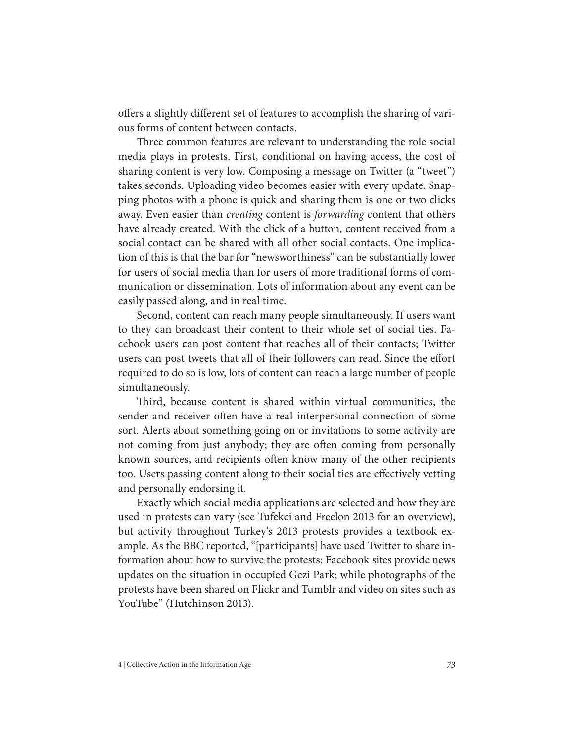offers a slightly different set of features to accomplish the sharing of various forms of content between contacts.

Three common features are relevant to understanding the role social media plays in protests. First, conditional on having access, the cost of sharing content is very low. Composing a message on Twitter (a "tweet") takes seconds. Uploading video becomes easier with every update. Snapping photos with a phone is quick and sharing them is one or two clicks away. Even easier than *creating* content is *forwarding* content that others have already created. With the click of a button, content received from a social contact can be shared with all other social contacts. One implication of this is that the bar for "newsworthiness" can be substantially lower for users of social media than for users of more traditional forms of communication or dissemination. Lots of information about any event can be easily passed along, and in real time.

Second, content can reach many people simultaneously. If users want to they can broadcast their content to their whole set of social ties. Facebook users can post content that reaches all of their contacts; Twitter users can post tweets that all of their followers can read. Since the effort required to do so is low, lots of content can reach a large number of people simultaneously.

Third, because content is shared within virtual communities, the sender and receiver often have a real interpersonal connection of some sort. Alerts about something going on or invitations to some activity are not coming from just anybody; they are often coming from personally known sources, and recipients often know many of the other recipients too. Users passing content along to their social ties are effectively vetting and personally endorsing it.

Exactly which social media applications are selected and how they are used in protests can vary (see Tufekci and Freelon 2013 for an overview), but activity throughout Turkey's 2013 protests provides a textbook example. As the BBC reported, "[participants] have used Twitter to share information about how to survive the protests; Facebook sites provide news updates on the situation in occupied Gezi Park; while photographs of the protests have been shared on Flickr and Tumblr and video on sites such as YouTube" (Hutchinson 2013).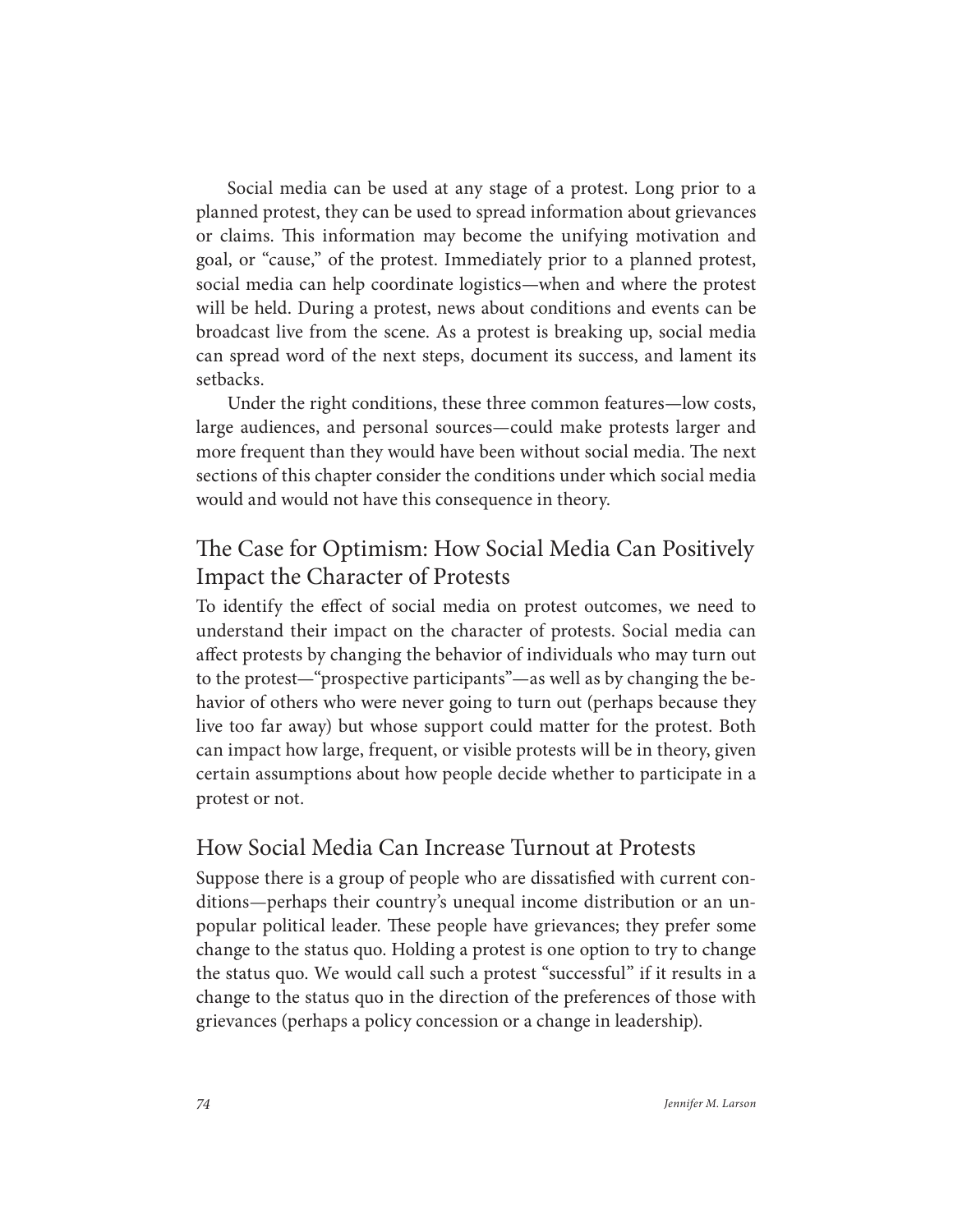Social media can be used at any stage of a protest. Long prior to a planned protest, they can be used to spread information about grievances or claims. This information may become the unifying motivation and goal, or "cause," of the protest. Immediately prior to a planned protest, social media can help coordinate logistics—when and where the protest will be held. During a protest, news about conditions and events can be broadcast live from the scene. As a protest is breaking up, social media can spread word of the next steps, document its success, and lament its setbacks.

Under the right conditions, these three common features—low costs, large audiences, and personal sources—could make protests larger and more frequent than they would have been without social media. The next sections of this chapter consider the conditions under which social media would and would not have this consequence in theory.

## The Case for Optimism: How Social Media Can Positively Impact the Character of Protests

To identify the effect of social media on protest outcomes, we need to understand their impact on the character of protests. Social media can affect protests by changing the behavior of individuals who may turn out to the protest—"prospective participants"—as well as by changing the behavior of others who were never going to turn out (perhaps because they live too far away) but whose support could matter for the protest. Both can impact how large, frequent, or visible protests will be in theory, given certain assumptions about how people decide whether to participate in a protest or not.

## How Social Media Can Increase Turnout at Protests

Suppose there is a group of people who are dissatisfied with current conditions—perhaps their country's unequal income distribution or an unpopular political leader. These people have grievances; they prefer some change to the status quo. Holding a protest is one option to try to change the status quo. We would call such a protest "successful" if it results in a change to the status quo in the direction of the preferences of those with grievances (perhaps a policy concession or a change in leadership).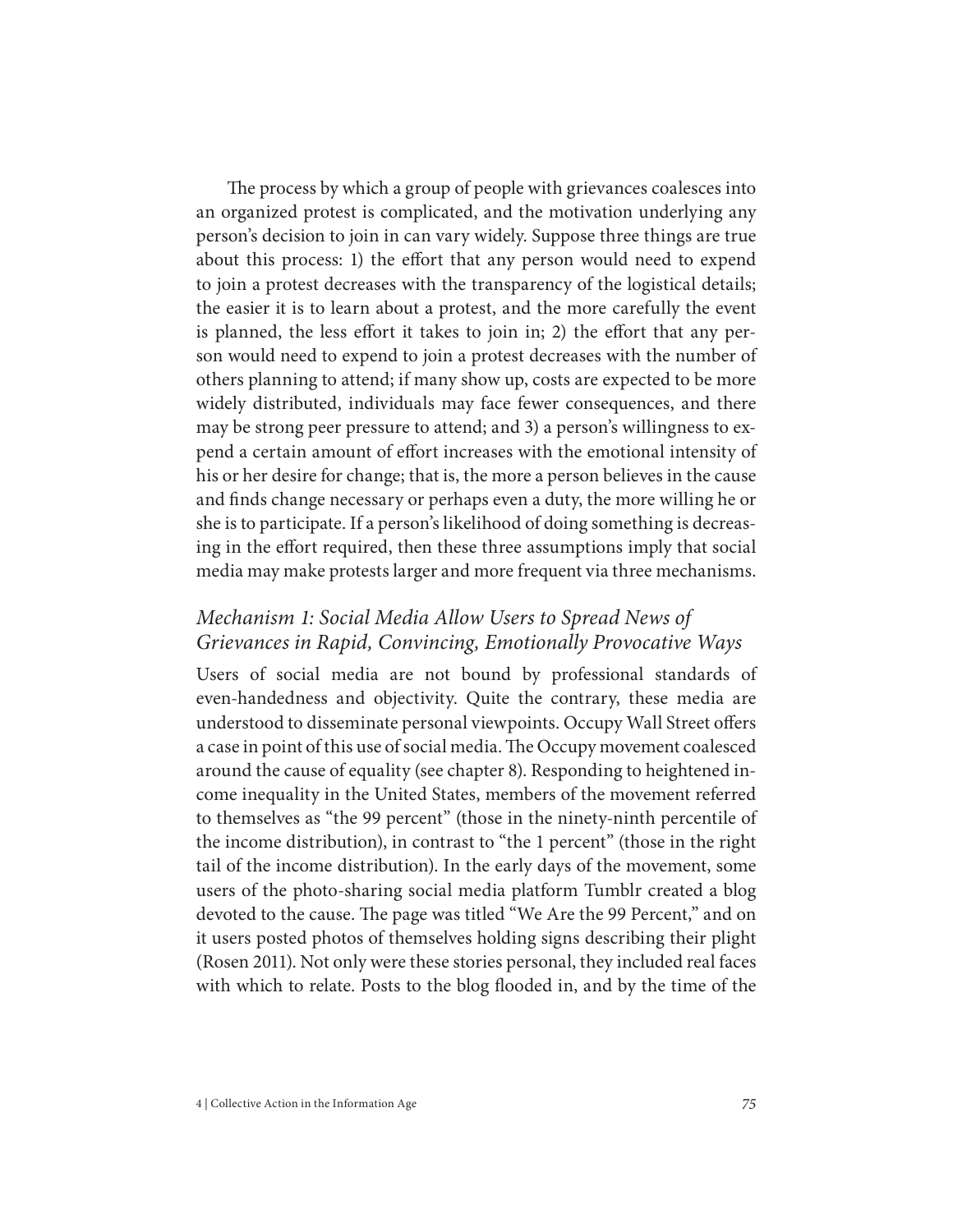The process by which a group of people with grievances coalesces into an organized protest is complicated, and the motivation underlying any person's decision to join in can vary widely. Suppose three things are true about this process: 1) the effort that any person would need to expend to join a protest decreases with the transparency of the logistical details; the easier it is to learn about a protest, and the more carefully the event is planned, the less effort it takes to join in; 2) the effort that any person would need to expend to join a protest decreases with the number of others planning to attend; if many show up, costs are expected to be more widely distributed, individuals may face fewer consequences, and there may be strong peer pressure to attend; and 3) a person's willingness to expend a certain amount of effort increases with the emotional intensity of his or her desire for change; that is, the more a person believes in the cause and finds change necessary or perhaps even a duty, the more willing he or she is to participate. If a person's likelihood of doing something is decreasing in the effort required, then these three assumptions imply that social media may make protests larger and more frequent via three mechanisms.

### *Mechanism 1: Social Media Allow Users to Spread News of Grievances in Rapid, Convincing, Emotionally Provocative Ways*

Users of social media are not bound by professional standards of even-handedness and objectivity. Quite the contrary, these media are understood to disseminate personal viewpoints. Occupy Wall Street offers a case in point of this use of social media. The Occupy movement coalesced around the cause of equality (see chapter 8). Responding to heightened income inequality in the United States, members of the movement referred to themselves as "the 99 percent" (those in the ninety-ninth percentile of the income distribution), in contrast to "the 1 percent" (those in the right tail of the income distribution). In the early days of the movement, some users of the photo-sharing social media platform Tumblr created a blog devoted to the cause. The page was titled "We Are the 99 Percent," and on it users posted photos of themselves holding signs describing their plight (Rosen 2011). Not only were these stories personal, they included real faces with which to relate. Posts to the blog flooded in, and by the time of the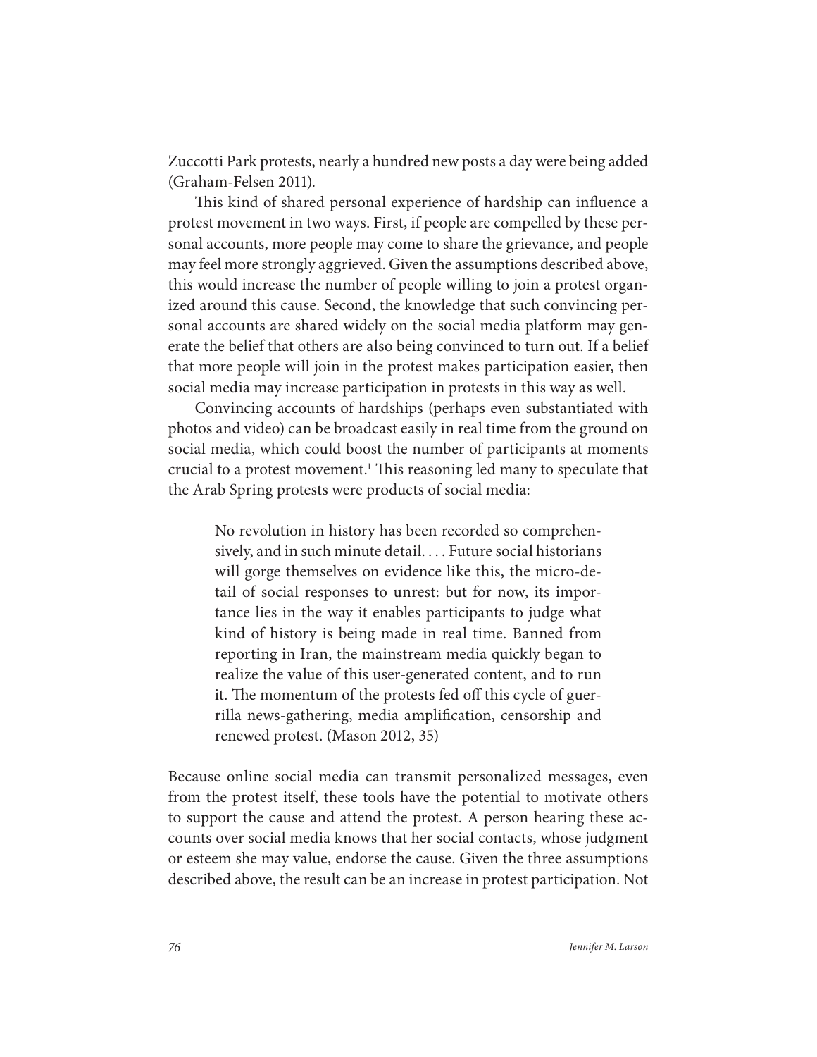Zuccotti Park protests, nearly a hundred new posts a day were being added (Graham-Felsen 2011).

This kind of shared personal experience of hardship can influence a protest movement in two ways. First, if people are compelled by these personal accounts, more people may come to share the grievance, and people may feel more strongly aggrieved. Given the assumptions described above, this would increase the number of people willing to join a protest organized around this cause. Second, the knowledge that such convincing personal accounts are shared widely on the social media platform may generate the belief that others are also being convinced to turn out. If a belief that more people will join in the protest makes participation easier, then social media may increase participation in protests in this way as well.

Convincing accounts of hardships (perhaps even substantiated with photos and video) can be broadcast easily in real time from the ground on social media, which could boost the number of participants at moments crucial to a protest movement.[1] This reasoning led many to speculate that the Arab Spring protests were products of social media:

> No revolution in history has been recorded so comprehensively, and in such minute detail. . . . Future social historians will gorge themselves on evidence like this, the micro-detail of social responses to unrest: but for now, its importance lies in the way it enables participants to judge what kind of history is being made in real time. Banned from reporting in Iran, the mainstream media quickly began to realize the value of this user-generated content, and to run it. The momentum of the protests fed off this cycle of guerrilla news-gathering, media amplification, censorship and renewed protest. (Mason 2012, 35)

Because online social media can transmit personalized messages, even from the protest itself, these tools have the potential to motivate others to support the cause and attend the protest. A person hearing these accounts over social media knows that her social contacts, whose judgment or esteem she may value, endorse the cause. Given the three assumptions described above, the result can be an increase in protest participation. Not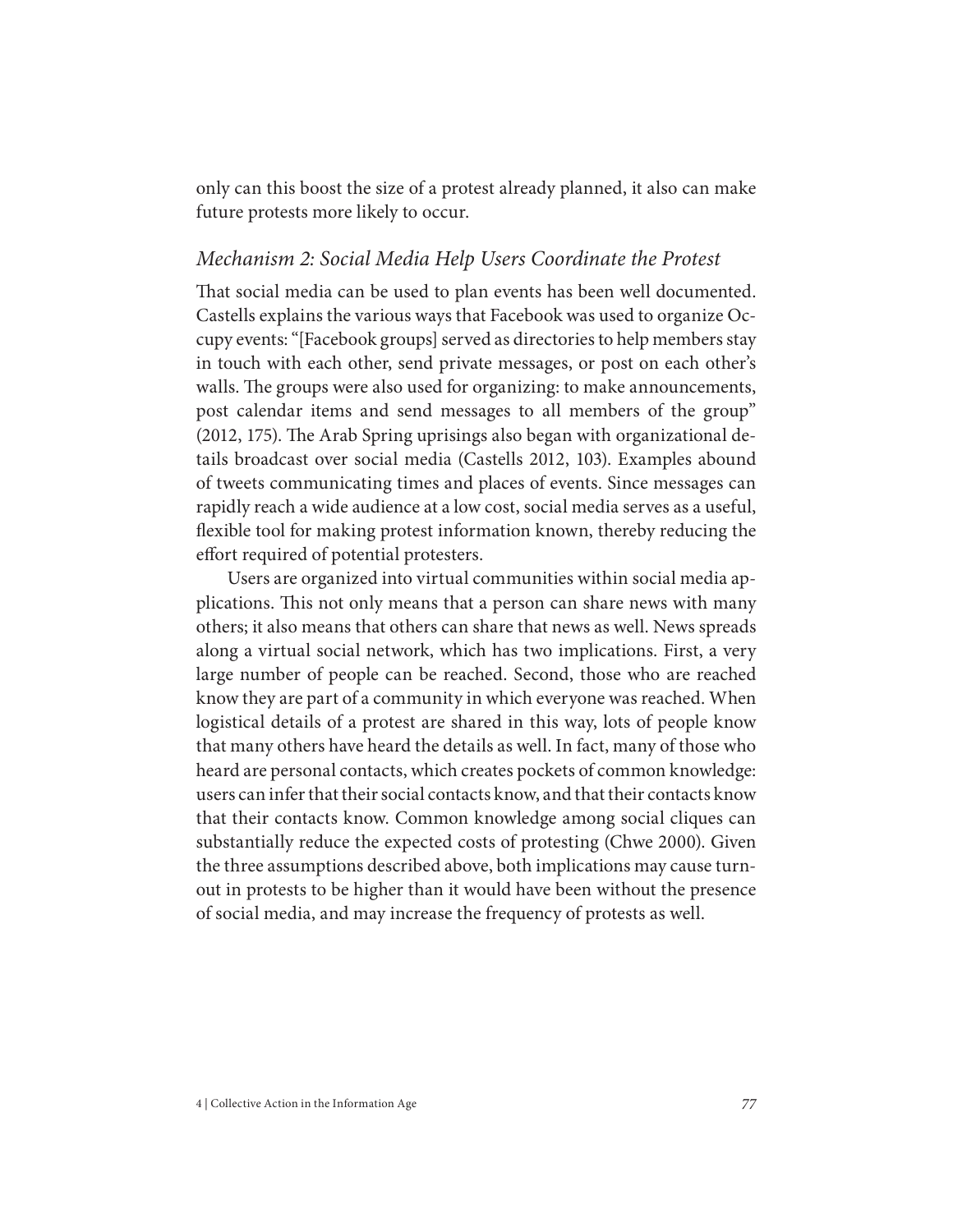only can this boost the size of a protest already planned, it also can make future protests more likely to occur.

### *Mechanism 2: Social Media Help Users Coordinate the Protest*

That social media can be used to plan events has been well documented. Castells explains the various ways that Facebook was used to organize Occupy events: "[Facebook groups] served as directories to help members stay in touch with each other, send private messages, or post on each other's walls. The groups were also used for organizing: to make announcements, post calendar items and send messages to all members of the group" (2012, 175). The Arab Spring uprisings also began with organizational details broadcast over social media (Castells 2012, 103). Examples abound of tweets communicating times and places of events. Since messages can rapidly reach a wide audience at a low cost, social media serves as a useful, flexible tool for making protest information known, thereby reducing the effort required of potential protesters.

Users are organized into virtual communities within social media applications. This not only means that a person can share news with many others; it also means that others can share that news as well. News spreads along a virtual social network, which has two implications. First, a very large number of people can be reached. Second, those who are reached know they are part of a community in which everyone was reached. When logistical details of a protest are shared in this way, lots of people know that many others have heard the details as well. In fact, many of those who heard are personal contacts, which creates pockets of common knowledge: users can infer that their social contacts know, and that their contacts know that their contacts know. Common knowledge among social cliques can substantially reduce the expected costs of protesting (Chwe 2000). Given the three assumptions described above, both implications may cause turnout in protests to be higher than it would have been without the presence of social media, and may increase the frequency of protests as well.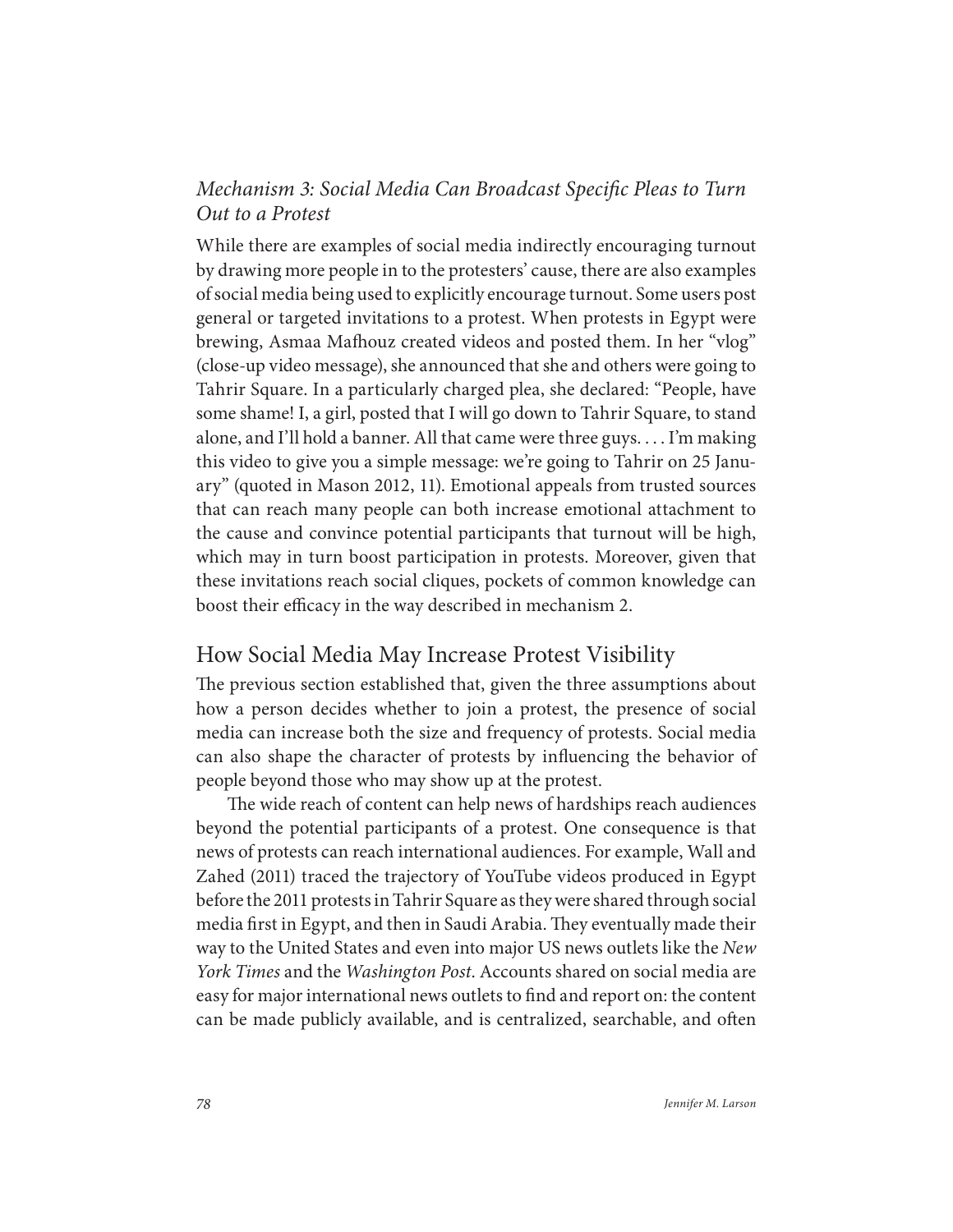### *Mechanism 3: Social Media Can Broadcast Specific Pleas to Turn Out to a Protest*

While there are examples of social media indirectly encouraging turnout by drawing more people in to the protesters' cause, there are also examples of social media being used to explicitly encourage turnout. Some users post general or targeted invitations to a protest. When protests in Egypt were brewing, Asmaa Mafhouz created videos and posted them. In her "vlog" (close-up video message), she announced that she and others were going to Tahrir Square. In a particularly charged plea, she declared: "People, have some shame! I, a girl, posted that I will go down to Tahrir Square, to stand alone, and I'll hold a banner. All that came were three guys. . . . I'm making this video to give you a simple message: we're going to Tahrir on 25 January" (quoted in Mason 2012, 11). Emotional appeals from trusted sources that can reach many people can both increase emotional attachment to the cause and convince potential participants that turnout will be high, which may in turn boost participation in protests. Moreover, given that these invitations reach social cliques, pockets of common knowledge can boost their efficacy in the way described in mechanism 2.

## How Social Media May Increase Protest Visibility

The previous section established that, given the three assumptions about how a person decides whether to join a protest, the presence of social media can increase both the size and frequency of protests. Social media can also shape the character of protests by influencing the behavior of people beyond those who may show up at the protest.

The wide reach of content can help news of hardships reach audiences beyond the potential participants of a protest. One consequence is that news of protests can reach international audiences. For example, Wall and Zahed (2011) traced the trajectory of YouTube videos produced in Egypt before the 2011 protests in Tahrir Square as they were shared through social media first in Egypt, and then in Saudi Arabia. They eventually made their way to the United States and even into major US news outlets like the *New York Times* and the *Washington Post*. Accounts shared on social media are easy for major international news outlets to find and report on: the content can be made publicly available, and is centralized, searchable, and often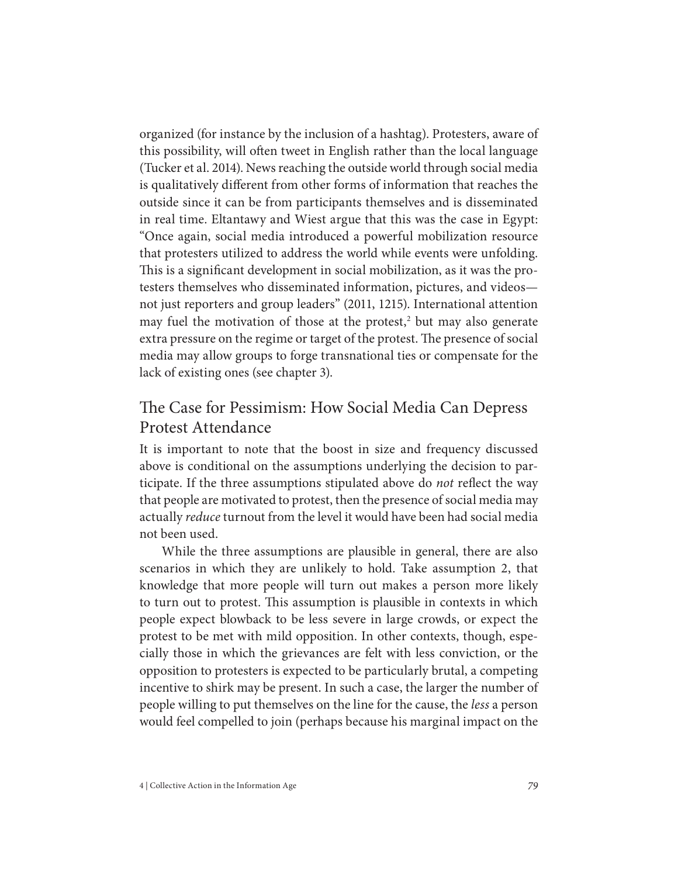organized (for instance by the inclusion of a hashtag). Protesters, aware of this possibility, will often tweet in English rather than the local language (Tucker et al. 2014). News reaching the outside world through social media is qualitatively different from other forms of information that reaches the outside since it can be from participants themselves and is disseminated in real time. Eltantawy and Wiest argue that this was the case in Egypt: "Once again, social media introduced a powerful mobilization resource that protesters utilized to address the world while events were unfolding. This is a significant development in social mobilization, as it was the protesters themselves who disseminated information, pictures, and videos—not just reporters and group leaders" (2011, 1215). International attention may fuel the motivation of those at the protest,[2] but may also generate extra pressure on the regime or target of the protest. The presence of social media may allow groups to forge transnational ties or compensate for the lack of existing ones (see chapter 3).

## The Case for Pessimism: How Social Media Can Depress Protest Attendance

It is important to note that the boost in size and frequency discussed above is conditional on the assumptions underlying the decision to participate. If the three assumptions stipulated above do *not* reflect the way that people are motivated to protest, then the presence of social media may actually *reduce* turnout from the level it would have been had social media not been used.

While the three assumptions are plausible in general, there are also scenarios in which they are unlikely to hold. Take assumption 2, that knowledge that more people will turn out makes a person more likely to turn out to protest. This assumption is plausible in contexts in which people expect blowback to be less severe in large crowds, or expect the protest to be met with mild opposition. In other contexts, though, especially those in which the grievances are felt with less conviction, or the opposition to protesters is expected to be particularly brutal, a competing incentive to shirk may be present. In such a case, the larger the number of people willing to put themselves on the line for the cause, the *less* a person would feel compelled to join (perhaps because his marginal impact on the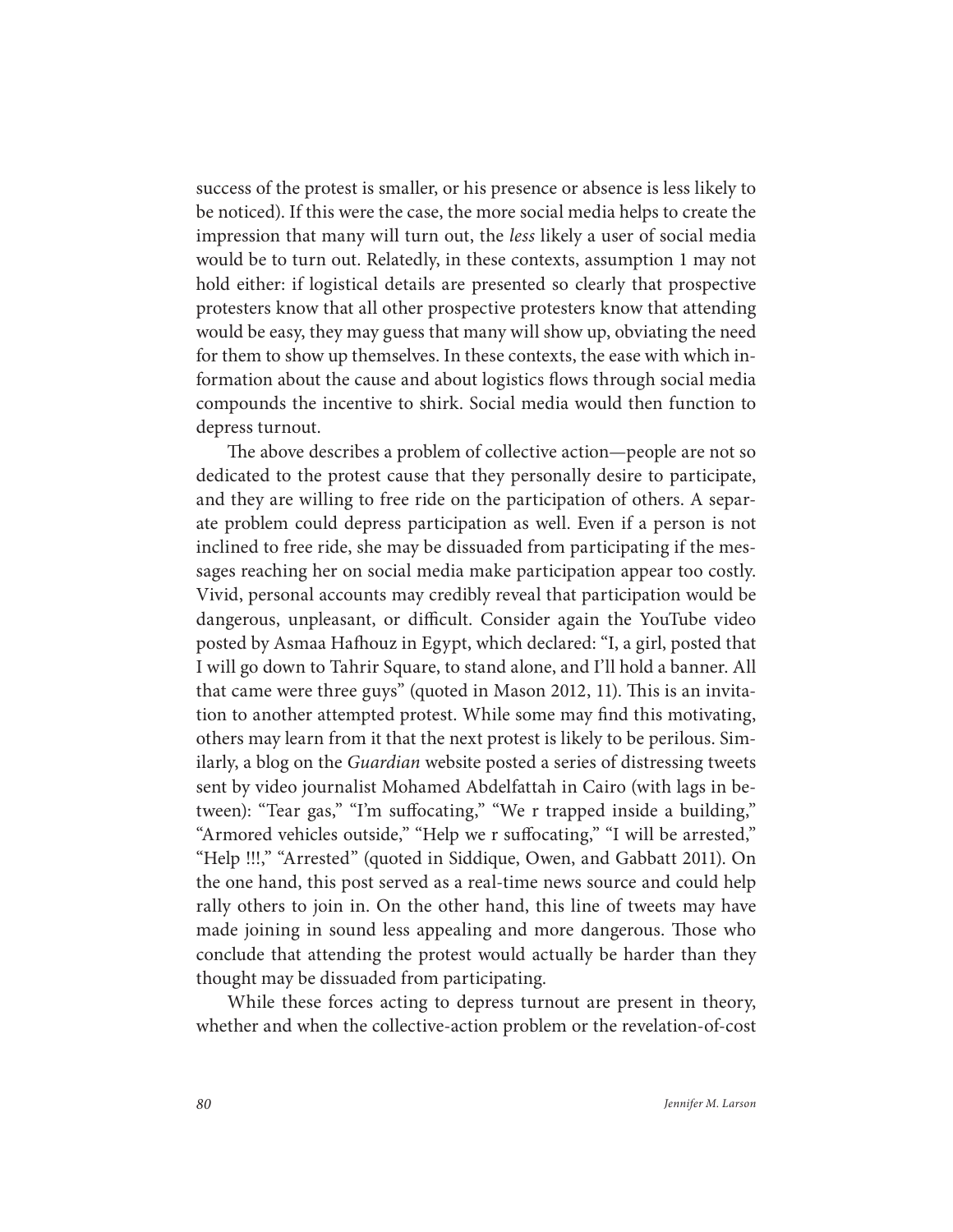success of the protest is smaller, or his presence or absence is less likely to be noticed). If this were the case, the more social media helps to create the impression that many will turn out, the *less* likely a user of social media would be to turn out. Relatedly, in these contexts, assumption 1 may not hold either: if logistical details are presented so clearly that prospective protesters know that all other prospective protesters know that attending would be easy, they may guess that many will show up, obviating the need for them to show up themselves. In these contexts, the ease with which information about the cause and about logistics flows through social media compounds the incentive to shirk. Social media would then function to depress turnout.

The above describes a problem of collective action—people are not so dedicated to the protest cause that they personally desire to participate, and they are willing to free ride on the participation of others. A separate problem could depress participation as well. Even if a person is not inclined to free ride, she may be dissuaded from participating if the messages reaching her on social media make participation appear too costly. Vivid, personal accounts may credibly reveal that participation would be dangerous, unpleasant, or difficult. Consider again the YouTube video posted by Asmaa Hafhouz in Egypt, which declared: "I, a girl, posted that I will go down to Tahrir Square, to stand alone, and I'll hold a banner. All that came were three guys" (quoted in Mason 2012, 11). This is an invitation to another attempted protest. While some may find this motivating, others may learn from it that the next protest is likely to be perilous. Similarly, a blog on the *Guardian* website posted a series of distressing tweets sent by video journalist Mohamed Abdelfattah in Cairo (with lags in between): "Tear gas," "I'm suffocating," "We r trapped inside a building," "Armored vehicles outside," "Help we r suffocating," "I will be arrested," "Help !!!," "Arrested" (quoted in Siddique, Owen, and Gabbatt 2011). On the one hand, this post served as a real-time news source and could help rally others to join in. On the other hand, this line of tweets may have made joining in sound less appealing and more dangerous. Those who conclude that attending the protest would actually be harder than they thought may be dissuaded from participating.

While these forces acting to depress turnout are present in theory, whether and when the collective-action problem or the revelation-of-cost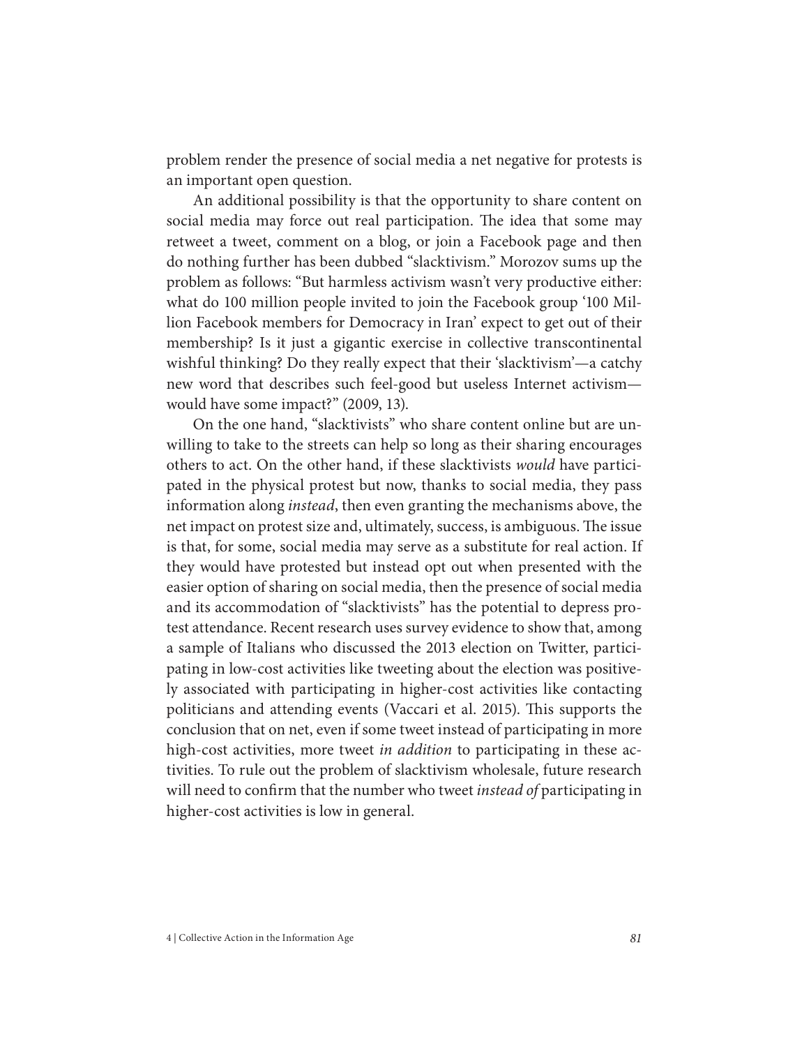problem render the presence of social media a net negative for protests is an important open question.

An additional possibility is that the opportunity to share content on social media may force out real participation. The idea that some may retweet a tweet, comment on a blog, or join a Facebook page and then do nothing further has been dubbed "slacktivism." Morozov sums up the problem as follows: "But harmless activism wasn't very productive either: what do 100 million people invited to join the Facebook group '100 Million Facebook members for Democracy in Iran' expect to get out of their membership? Is it just a gigantic exercise in collective transcontinental wishful thinking? Do they really expect that their 'slacktivism'—a catchy new word that describes such feel-good but useless Internet activism—would have some impact?" (2009, 13).

On the one hand, "slacktivists" who share content online but are unwilling to take to the streets can help so long as their sharing encourages others to act. On the other hand, if these slacktivists *would* have participated in the physical protest but now, thanks to social media, they pass information along *instead*, then even granting the mechanisms above, the net impact on protest size and, ultimately, success, is ambiguous. The issue is that, for some, social media may serve as a substitute for real action. If they would have protested but instead opt out when presented with the easier option of sharing on social media, then the presence of social media and its accommodation of "slacktivists" has the potential to depress protest attendance. Recent research uses survey evidence to show that, among a sample of Italians who discussed the 2013 election on Twitter, participating in low-cost activities like tweeting about the election was positively associated with participating in higher-cost activities like contacting politicians and attending events (Vaccari et al. 2015). This supports the conclusion that on net, even if some tweet instead of participating in more high-cost activities, more tweet *in addition* to participating in these activities. To rule out the problem of slacktivism wholesale, future research will need to confirm that the number who tweet *instead of* participating in higher-cost activities is low in general.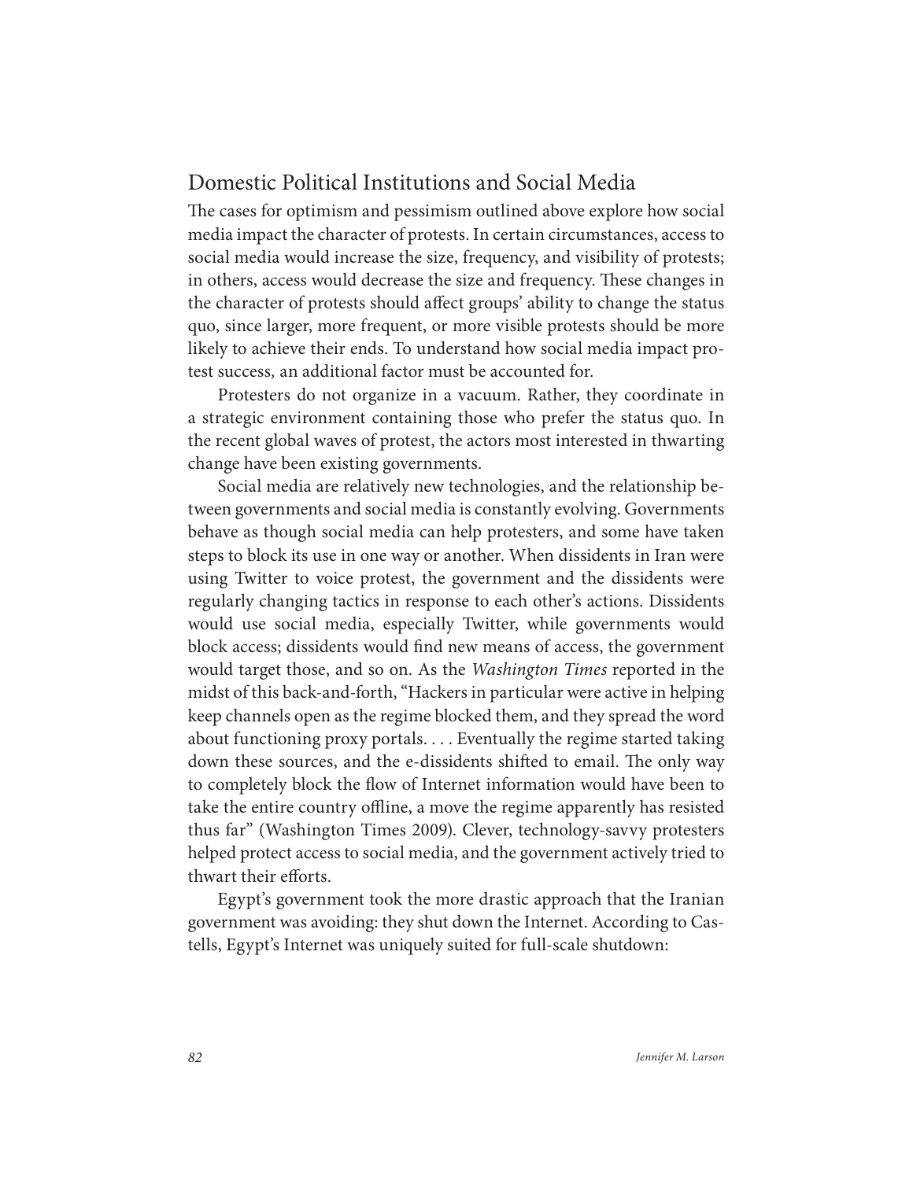## Domestic Political Institutions and Social Media

The cases for optimism and pessimism outlined above explore how social media impact the character of protests. In certain circumstances, access to social media would increase the size, frequency, and visibility of protests; in others, access would decrease the size and frequency. These changes in the character of protests should affect groups' ability to change the status quo, since larger, more frequent, or more visible protests should be more likely to achieve their ends. To understand how social media impact protest success, an additional factor must be accounted for.

Protesters do not organize in a vacuum. Rather, they coordinate in a strategic environment containing those who prefer the status quo. In the recent global waves of protest, the actors most interested in thwarting change have been existing governments.

Social media are relatively new technologies, and the relationship between governments and social media is constantly evolving. Governments behave as though social media can help protesters, and some have taken steps to block its use in one way or another. When dissidents in Iran were using Twitter to voice protest, the government and the dissidents were regularly changing tactics in response to each other's actions. Dissidents would use social media, especially Twitter, while governments would block access; dissidents would find new means of access, the government would target those, and so on. As the *Washington Times* reported in the midst of this back-and-forth, "Hackers in particular were active in helping keep channels open as the regime blocked them, and they spread the word about functioning proxy portals. . . . Eventually the regime started taking down these sources, and the e-dissidents shifted to email. The only way to completely block the flow of Internet information would have been to take the entire country offline, a move the regime apparently has resisted thus far" (Washington Times 2009). Clever, technology-savvy protesters helped protect access to social media, and the government actively tried to thwart their efforts.

Egypt's government took the more drastic approach that the Iranian government was avoiding: they shut down the Internet. According to Castells, Egypt's Internet was uniquely suited for full-scale shutdown: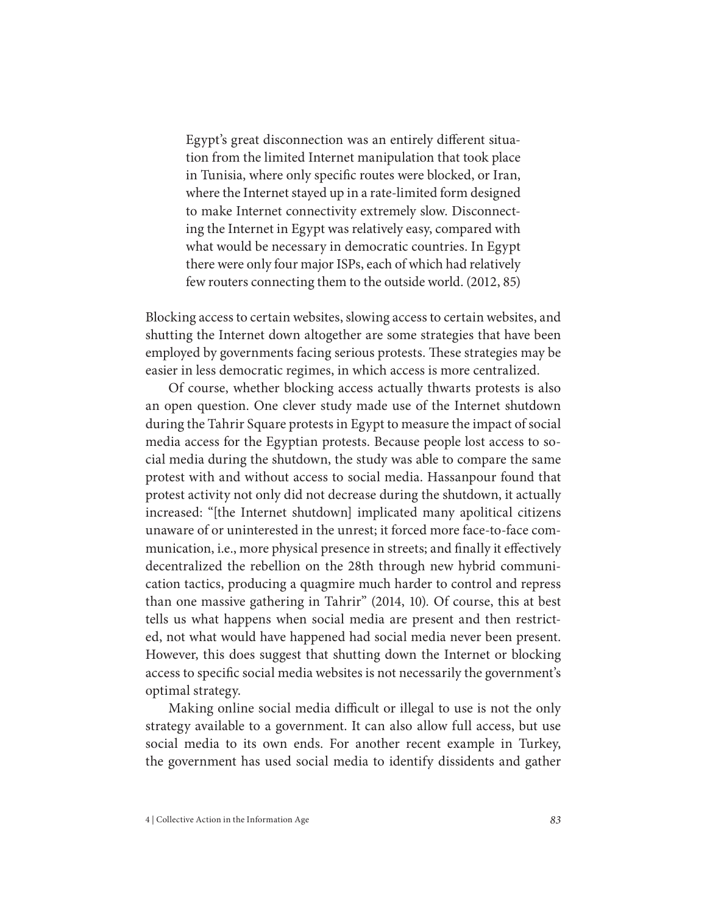> Egypt's great disconnection was an entirely different situation from the limited Internet manipulation that took place in Tunisia, where only specific routes were blocked, or Iran, where the Internet stayed up in a rate-limited form designed to make Internet connectivity extremely slow. Disconnecting the Internet in Egypt was relatively easy, compared with what would be necessary in democratic countries. In Egypt there were only four major ISPs, each of which had relatively few routers connecting them to the outside world. (2012, 85)

Blocking access to certain websites, slowing access to certain websites, and shutting the Internet down altogether are some strategies that have been employed by governments facing serious protests. These strategies may be easier in less democratic regimes, in which access is more centralized.

Of course, whether blocking access actually thwarts protests is also an open question. One clever study made use of the Internet shutdown during the Tahrir Square protests in Egypt to measure the impact of social media access for the Egyptian protests. Because people lost access to social media during the shutdown, the study was able to compare the same protest with and without access to social media. Hassanpour found that protest activity not only did not decrease during the shutdown, it actually increased: "[the Internet shutdown] implicated many apolitical citizens unaware of or uninterested in the unrest; it forced more face-to-face communication, i.e., more physical presence in streets; and finally it effectively decentralized the rebellion on the 28th through new hybrid communication tactics, producing a quagmire much harder to control and repress than one massive gathering in Tahrir" (2014, 10). Of course, this at best tells us what happens when social media are present and then restricted, not what would have happened had social media never been present. However, this does suggest that shutting down the Internet or blocking access to specific social media websites is not necessarily the government's optimal strategy.

Making online social media difficult or illegal to use is not the only strategy available to a government. It can also allow full access, but use social media to its own ends. For another recent example in Turkey, the government has used social media to identify dissidents and gather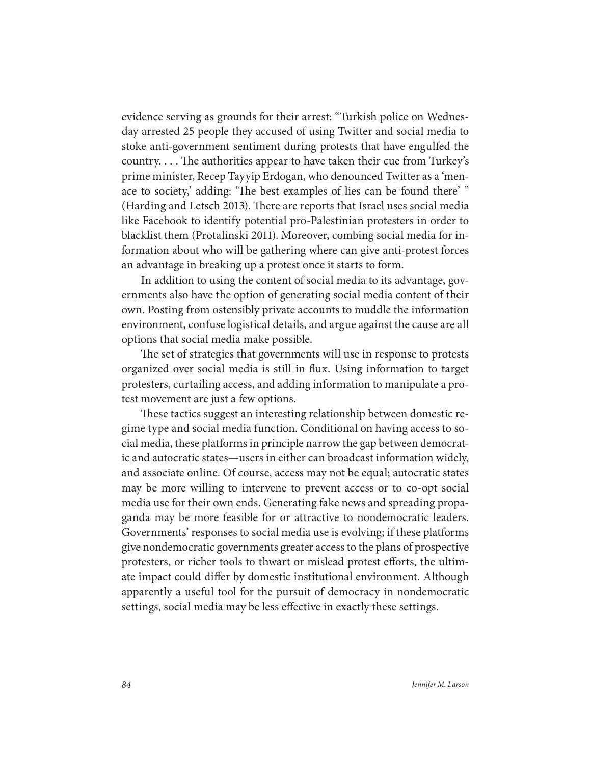evidence serving as grounds for their arrest: "Turkish police on Wednesday arrested 25 people they accused of using Twitter and social media to stoke anti-government sentiment during protests that have engulfed the country. . . . The authorities appear to have taken their cue from Turkey's prime minister, Recep Tayyip Erdogan, who denounced Twitter as a 'menace to society,' adding: 'The best examples of lies can be found there' " (Harding and Letsch 2013). There are reports that Israel uses social media like Facebook to identify potential pro-Palestinian protesters in order to blacklist them (Protalinski 2011). Moreover, combing social media for information about who will be gathering where can give anti-protest forces an advantage in breaking up a protest once it starts to form.

In addition to using the content of social media to its advantage, governments also have the option of generating social media content of their own. Posting from ostensibly private accounts to muddle the information environment, confuse logistical details, and argue against the cause are all options that social media make possible.

The set of strategies that governments will use in response to protests organized over social media is still in flux. Using information to target protesters, curtailing access, and adding information to manipulate a protest movement are just a few options.

These tactics suggest an interesting relationship between domestic regime type and social media function. Conditional on having access to social media, these platforms in principle narrow the gap between democratic and autocratic states—users in either can broadcast information widely, and associate online. Of course, access may not be equal; autocratic states may be more willing to intervene to prevent access or to co-opt social media use for their own ends. Generating fake news and spreading propaganda may be more feasible for or attractive to nondemocratic leaders. Governments' responses to social media use is evolving; if these platforms give nondemocratic governments greater access to the plans of prospective protesters, or richer tools to thwart or mislead protest efforts, the ultimate impact could differ by domestic institutional environment. Although apparently a useful tool for the pursuit of democracy in nondemocratic settings, social media may be less effective in exactly these settings.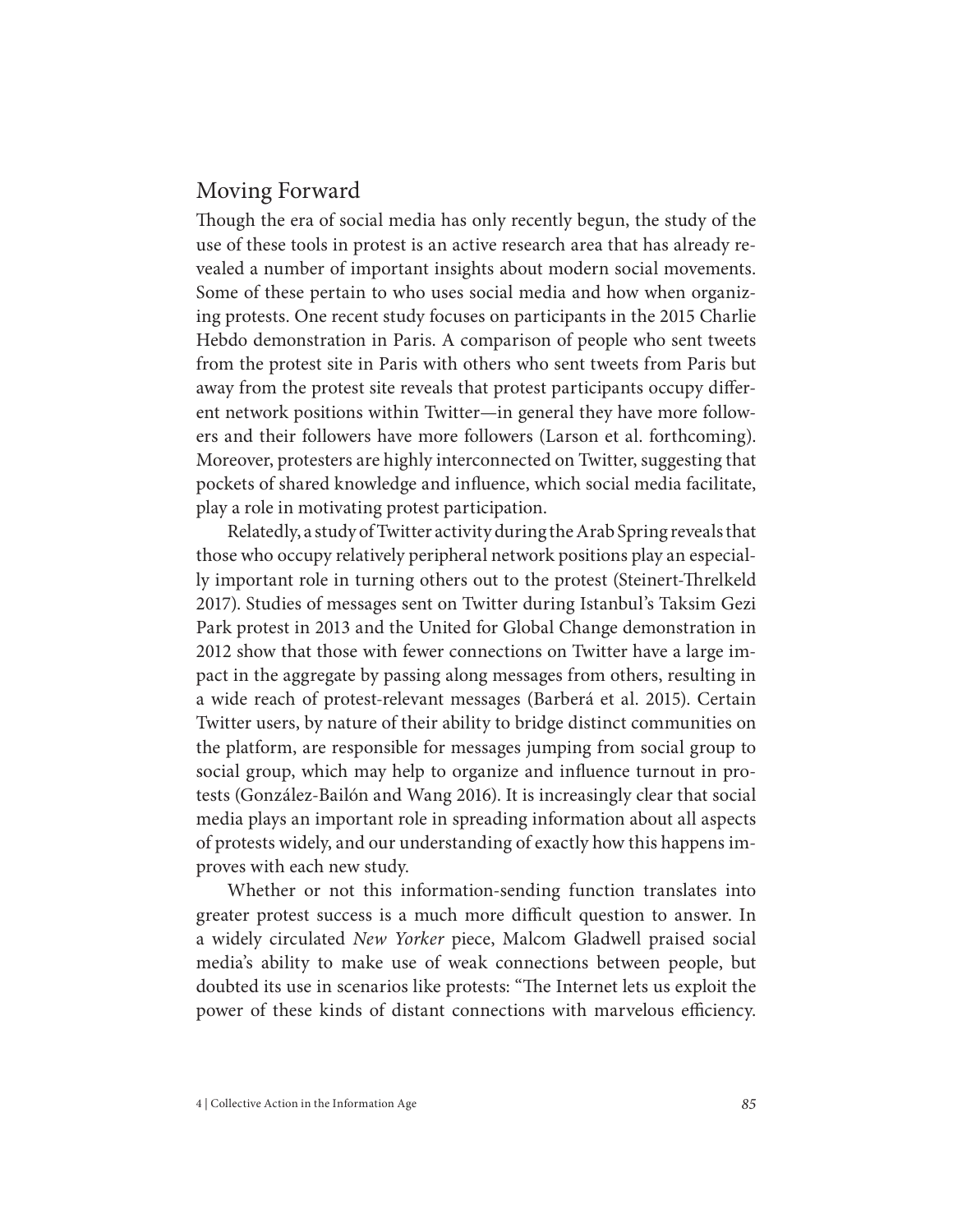## Moving Forward

Though the era of social media has only recently begun, the study of the use of these tools in protest is an active research area that has already revealed a number of important insights about modern social movements. Some of these pertain to who uses social media and how when organizing protests. One recent study focuses on participants in the 2015 Charlie Hebdo demonstration in Paris. A comparison of people who sent tweets from the protest site in Paris with others who sent tweets from Paris but away from the protest site reveals that protest participants occupy different network positions within Twitter—in general they have more followers and their followers have more followers (Larson et al. forthcoming). Moreover, protesters are highly interconnected on Twitter, suggesting that pockets of shared knowledge and influence, which social media facilitate, play a role in motivating protest participation.

Relatedly, a study of Twitter activity during the Arab Spring reveals that those who occupy relatively peripheral network positions play an especially important role in turning others out to the protest (Steinert-Threlkeld 2017). Studies of messages sent on Twitter during Istanbul's Taksim Gezi Park protest in 2013 and the United for Global Change demonstration in 2012 show that those with fewer connections on Twitter have a large impact in the aggregate by passing along messages from others, resulting in a wide reach of protest-relevant messages (Barberá et al. 2015). Certain Twitter users, by nature of their ability to bridge distinct communities on the platform, are responsible for messages jumping from social group to social group, which may help to organize and influence turnout in protests (González-Bailón and Wang 2016). It is increasingly clear that social media plays an important role in spreading information about all aspects of protests widely, and our understanding of exactly how this happens improves with each new study.

Whether or not this information-sending function translates into greater protest success is a much more difficult question to answer. In a widely circulated *New Yorker* piece, Malcom Gladwell praised social media's ability to make use of weak connections between people, but doubted its use in scenarios like protests: "The Internet lets us exploit the power of these kinds of distant connections with marvelous efficiency.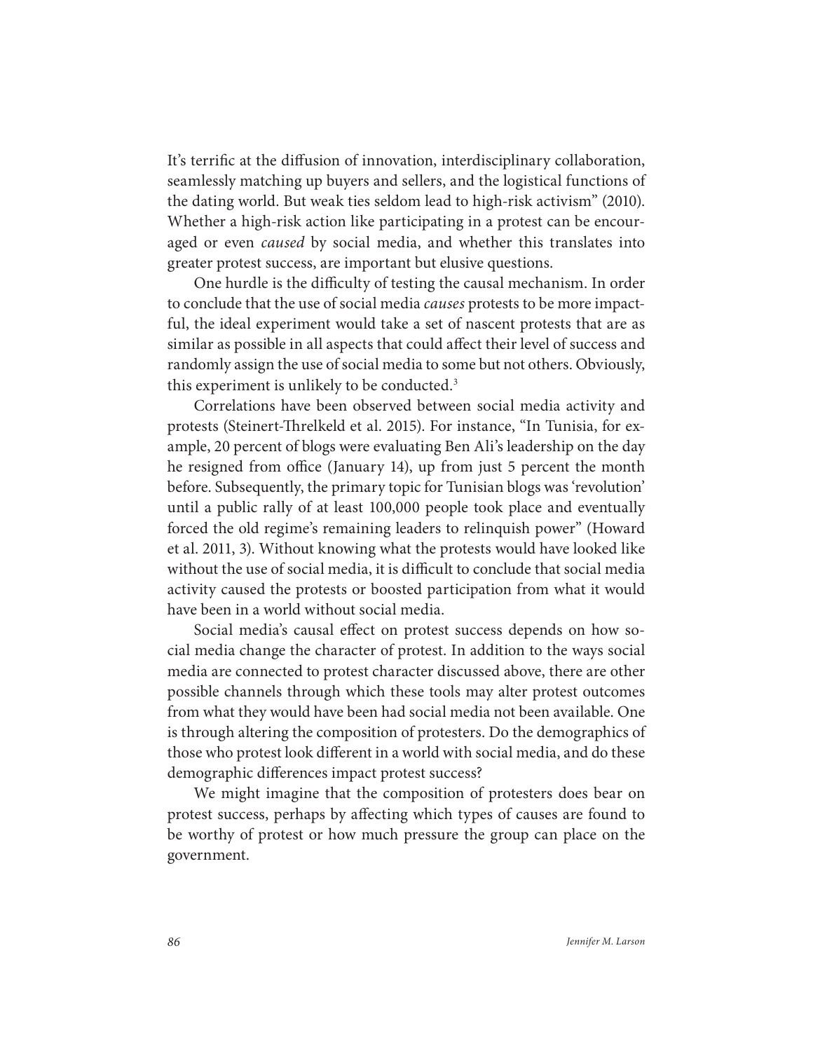It's terrific at the diffusion of innovation, interdisciplinary collaboration, seamlessly matching up buyers and sellers, and the logistical functions of the dating world. But weak ties seldom lead to high-risk activism" (2010). Whether a high-risk action like participating in a protest can be encouraged or even *caused* by social media, and whether this translates into greater protest success, are important but elusive questions.

One hurdle is the difficulty of testing the causal mechanism. In order to conclude that the use of social media *causes* protests to be more impactful, the ideal experiment would take a set of nascent protests that are as similar as possible in all aspects that could affect their level of success and randomly assign the use of social media to some but not others. Obviously, this experiment is unlikely to be conducted.[3]

Correlations have been observed between social media activity and protests (Steinert-Threlkeld et al. 2015). For instance, "In Tunisia, for example, 20 percent of blogs were evaluating Ben Ali's leadership on the day he resigned from office (January 14), up from just 5 percent the month before. Subsequently, the primary topic for Tunisian blogs was 'revolution' until a public rally of at least 100,000 people took place and eventually forced the old regime's remaining leaders to relinquish power" (Howard et al. 2011, 3). Without knowing what the protests would have looked like without the use of social media, it is difficult to conclude that social media activity caused the protests or boosted participation from what it would have been in a world without social media.

Social media's causal effect on protest success depends on how social media change the character of protest. In addition to the ways social media are connected to protest character discussed above, there are other possible channels through which these tools may alter protest outcomes from what they would have been had social media not been available. One is through altering the composition of protesters. Do the demographics of those who protest look different in a world with social media, and do these demographic differences impact protest success?

We might imagine that the composition of protesters does bear on protest success, perhaps by affecting which types of causes are found to be worthy of protest or how much pressure the group can place on the government.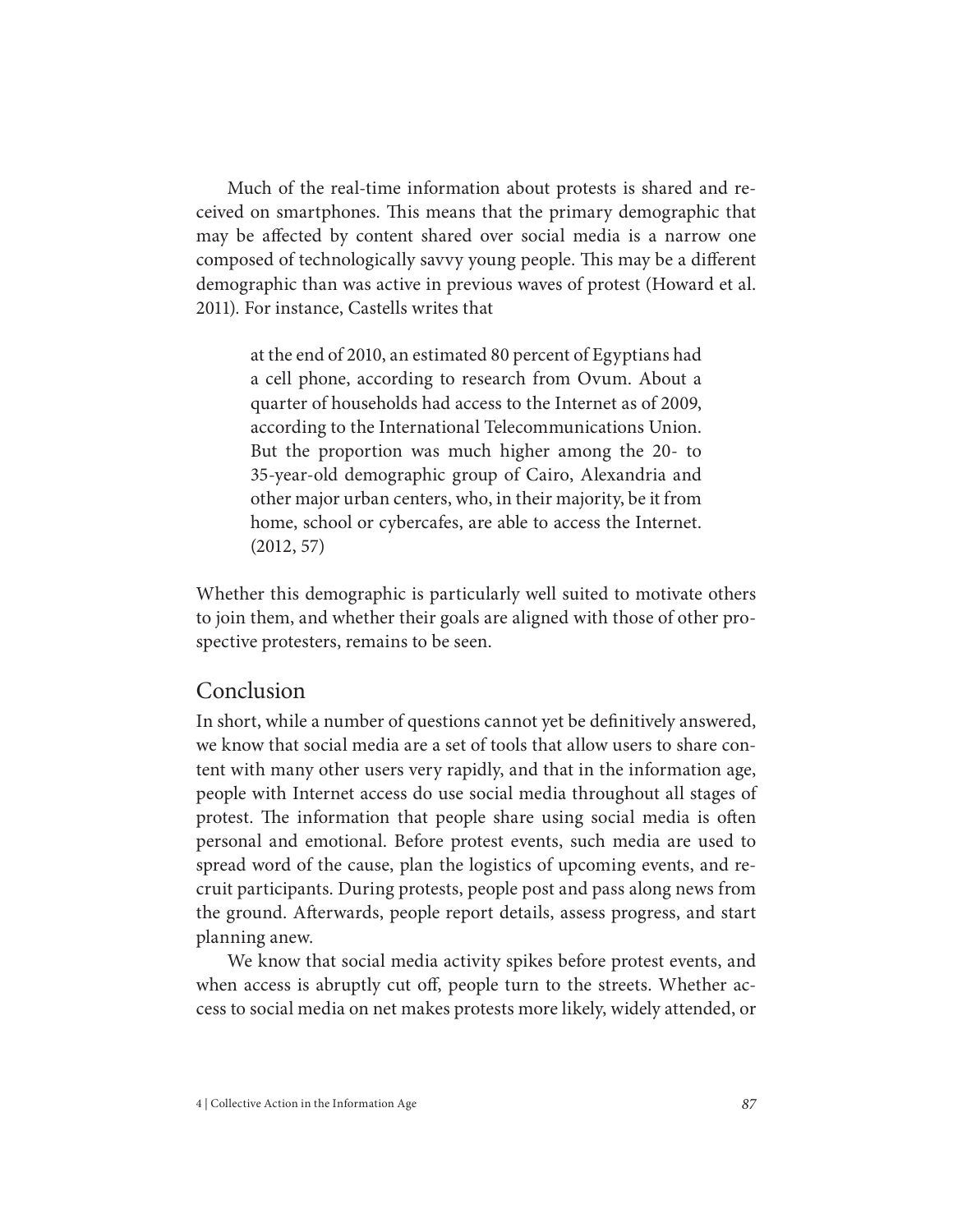Much of the real-time information about protests is shared and received on smartphones. This means that the primary demographic that may be affected by content shared over social media is a narrow one composed of technologically savvy young people. This may be a different demographic than was active in previous waves of protest (Howard et al. 2011). For instance, Castells writes that

> at the end of 2010, an estimated 80 percent of Egyptians had a cell phone, according to research from Ovum. About a quarter of households had access to the Internet as of 2009, according to the International Telecommunications Union. But the proportion was much higher among the 20- to 35-year-old demographic group of Cairo, Alexandria and other major urban centers, who, in their majority, be it from home, school or cybercafes, are able to access the Internet. (2012, 57)

Whether this demographic is particularly well suited to motivate others to join them, and whether their goals are aligned with those of other prospective protesters, remains to be seen.

## Conclusion

In short, while a number of questions cannot yet be definitively answered, we know that social media are a set of tools that allow users to share content with many other users very rapidly, and that in the information age, people with Internet access do use social media throughout all stages of protest. The information that people share using social media is often personal and emotional. Before protest events, such media are used to spread word of the cause, plan the logistics of upcoming events, and recruit participants. During protests, people post and pass along news from the ground. Afterwards, people report details, assess progress, and start planning anew.

We know that social media activity spikes before protest events, and when access is abruptly cut off, people turn to the streets. Whether access to social media on net makes protests more likely, widely attended, or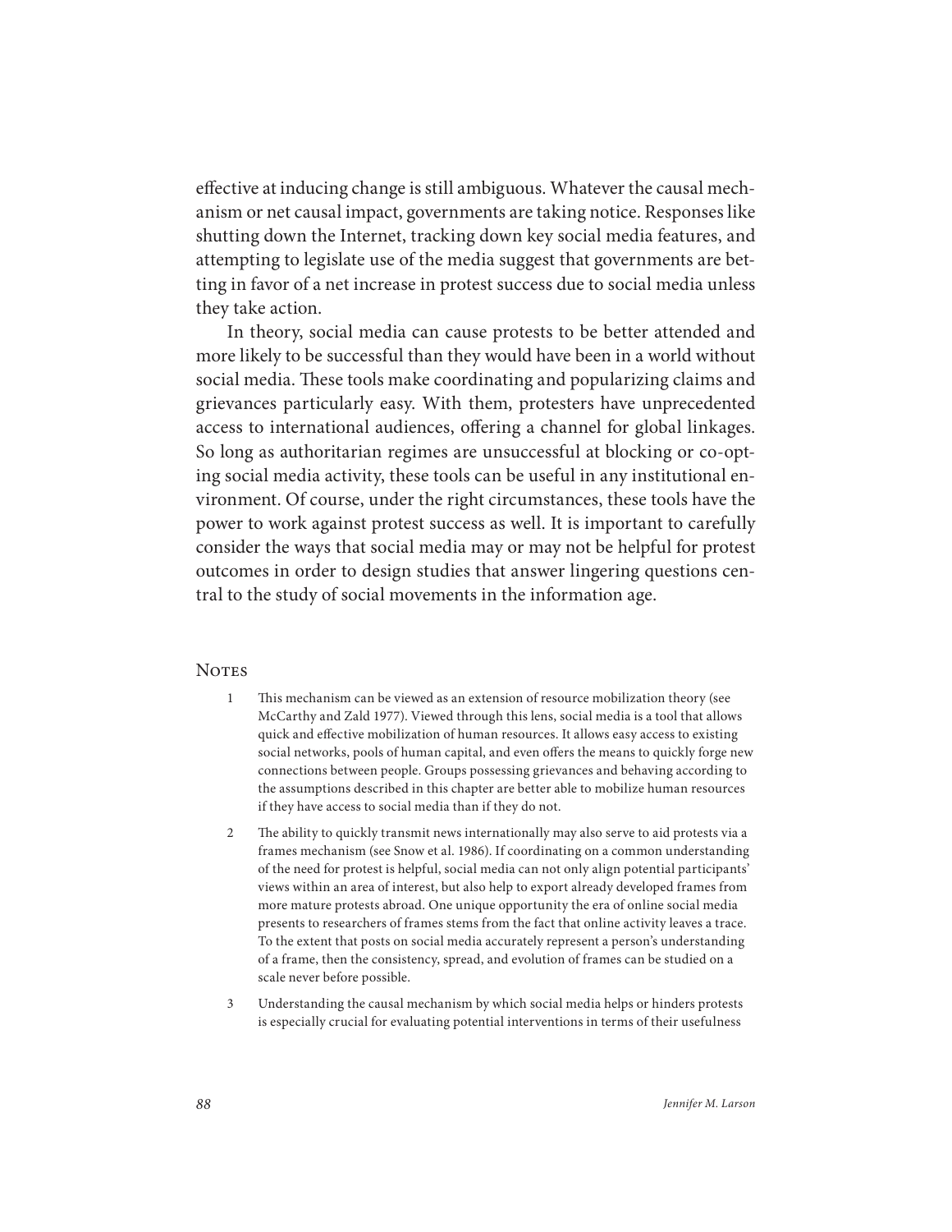effective at inducing change is still ambiguous. Whatever the causal mechanism or net causal impact, governments are taking notice. Responses like shutting down the Internet, tracking down key social media features, and attempting to legislate use of the media suggest that governments are betting in favor of a net increase in protest success due to social media unless they take action.

In theory, social media can cause protests to be better attended and more likely to be successful than they would have been in a world without social media. These tools make coordinating and popularizing claims and grievances particularly easy. With them, protesters have unprecedented access to international audiences, offering a channel for global linkages. So long as authoritarian regimes are unsuccessful at blocking or co-opting social media activity, these tools can be useful in any institutional environment. Of course, under the right circumstances, these tools have the power to work against protest success as well. It is important to carefully consider the ways that social media may or may not be helpful for protest outcomes in order to design studies that answer lingering questions central to the study of social movements in the information age.

## Notes

1. This mechanism can be viewed as an extension of resource mobilization theory (see McCarthy and Zald 1977). Viewed through this lens, social media is a tool that allows quick and effective mobilization of human resources. It allows easy access to existing social networks, pools of human capital, and even offers the means to quickly forge new connections between people. Groups possessing grievances and behaving according to the assumptions described in this chapter are better able to mobilize human resources if they have access to social media than if they do not.

2. The ability to quickly transmit news internationally may also serve to aid protests via a frames mechanism (see Snow et al. 1986). If coordinating on a common understanding of the need for protest is helpful, social media can not only align potential participants' views within an area of interest, but also help to export already developed frames from more mature protests abroad. One unique opportunity the era of online social media presents to researchers of frames stems from the fact that online activity leaves a trace. To the extent that posts on social media accurately represent a person's understanding of a frame, then the consistency, spread, and evolution of frames can be studied on a scale never before possible.

3. Understanding the causal mechanism by which social media helps or hinders protests is especially crucial for evaluating potential interventions in terms of their usefulness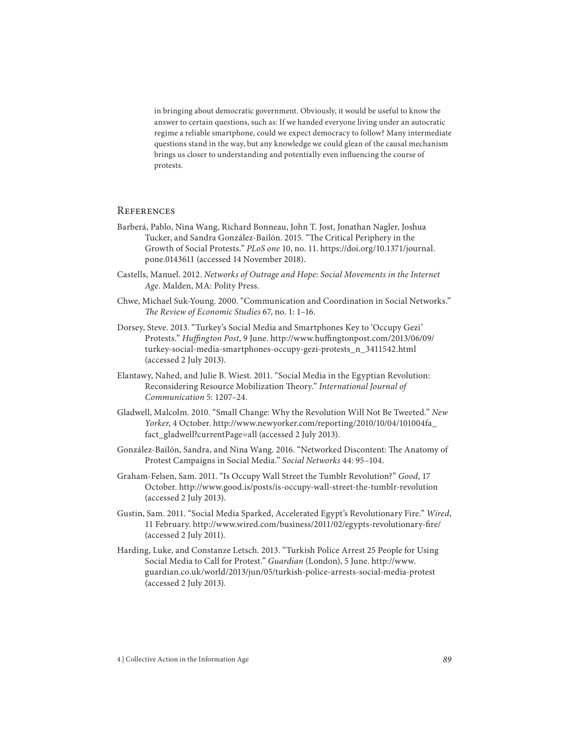in bringing about democratic government. Obviously, it would be useful to know the answer to certain questions, such as: If we handed everyone living under an autocratic regime a reliable smartphone, could we expect democracy to follow? Many intermediate questions stand in the way, but any knowledge we could glean of the causal mechanism brings us closer to understanding and potentially even influencing the course of protests.

## References

Barberá, Pablo, Nina Wang, Richard Bonneau, John T. Jost, Jonathan Nagler, Joshua Tucker, and Sandra González-Bailón. 2015. "The Critical Periphery in the Growth of Social Protests." *PLoS one* 10, no. 11. https://doi.org/10.1371/journal.pone.0143611 (accessed 14 November 2018).

Castells, Manuel. 2012. *Networks of Outrage and Hope: Social Movements in the Internet Age.* Malden, MA: Polity Press.

Chwe, Michael Suk-Young. 2000. "Communication and Coordination in Social Networks." *The Review of Economic Studies* 67, no. 1: 1–16.

Dorsey, Steve. 2013. "Turkey's Social Media and Smartphones Key to 'Occupy Gezi' Protests." *Huffington Post*, 9 June. http://www.huffingtonpost.com/2013/06/09/turkey-social-media-smartphones-occupy-gezi-protests_n_3411542.html (accessed 2 July 2013).

Elantawy, Nahed, and Julie B. Wiest. 2011. "Social Media in the Egyptian Revolution: Reconsidering Resource Mobilization Theory." *International Journal of Communication* 5: 1207–24.

Gladwell, Malcolm. 2010. "Small Change: Why the Revolution Will Not Be Tweeted." *New Yorker*, 4 October. http://www.newyorker.com/reporting/2010/10/04/101004fa_fact_gladwell?currentPage=all (accessed 2 July 2013).

González-Bailón, Sandra, and Nina Wang. 2016. "Networked Discontent: The Anatomy of Protest Campaigns in Social Media." *Social Networks* 44: 95–104.

Graham-Felsen, Sam. 2011. "Is Occupy Wall Street the Tumblr Revolution?" *Good*, 17 October. http://www.good.is/posts/is-occupy-wall-street-the-tumblr-revolution (accessed 2 July 2013).

Gustin, Sam. 2011. "Social Media Sparked, Accelerated Egypt's Revolutionary Fire." *Wired*, 11 February. http://www.wired.com/business/2011/02/egypts-revolutionary-fire/ (accessed 2 July 2011).

Harding, Luke, and Constanze Letsch. 2013. "Turkish Police Arrest 25 People for Using Social Media to Call for Protest." *Guardian* (London), 5 June. http://www.guardian.co.uk/world/2013/jun/05/turkish-police-arrests-social-media-protest (accessed 2 July 2013).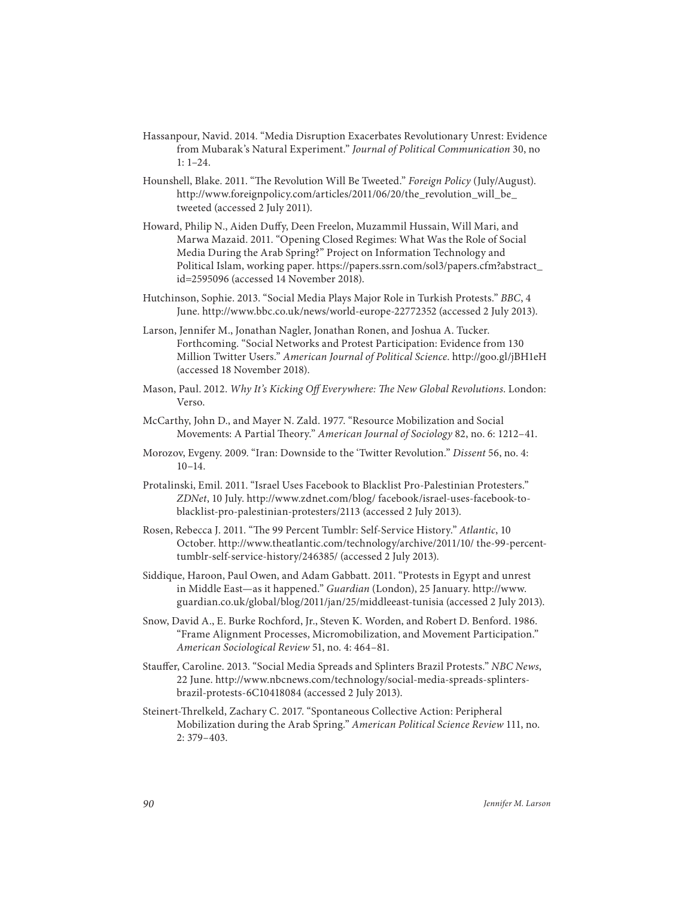Hassanpour, Navid. 2014. "Media Disruption Exacerbates Revolutionary Unrest: Evidence from Mubarak's Natural Experiment." *Journal of Political Communication* 30, no 1: 1–24.

Hounshell, Blake. 2011. "The Revolution Will Be Tweeted." *Foreign Policy* (July/August). http://www.foreignpolicy.com/articles/2011/06/20/the_revolution_will_be_tweeted (accessed 2 July 2011).

Howard, Philip N., Aiden Duffy, Deen Freelon, Muzammil Hussain, Will Mari, and Marwa Mazaid. 2011. "Opening Closed Regimes: What Was the Role of Social Media During the Arab Spring?" Project on Information Technology and Political Islam, working paper. https://papers.ssrn.com/sol3/papers.cfm?abstract_id=2595096 (accessed 14 November 2018).

Hutchinson, Sophie. 2013. "Social Media Plays Major Role in Turkish Protests." *BBC*, 4 June. http://www.bbc.co.uk/news/world-europe-22772352 (accessed 2 July 2013).

Larson, Jennifer M., Jonathan Nagler, Jonathan Ronen, and Joshua A. Tucker. Forthcoming. "Social Networks and Protest Participation: Evidence from 130 Million Twitter Users." *American Journal of Political Science*. http://goo.gl/jBH1eH (accessed 18 November 2018).

Mason, Paul. 2012. *Why It's Kicking Off Everywhere: The New Global Revolutions*. London: Verso.

McCarthy, John D., and Mayer N. Zald. 1977. "Resource Mobilization and Social Movements: A Partial Theory." *American Journal of Sociology* 82, no. 6: 1212–41.

Morozov, Evgeny. 2009. "Iran: Downside to the 'Twitter Revolution." *Dissent* 56, no. 4: 10–14.

Protalinski, Emil. 2011. "Israel Uses Facebook to Blacklist Pro-Palestinian Protesters." *ZDNet*, 10 July. http://www.zdnet.com/blog/ facebook/israel-uses-facebook-to-blacklist-pro-palestinian-protesters/2113 (accessed 2 July 2013).

Rosen, Rebecca J. 2011. "The 99 Percent Tumblr: Self-Service History." *Atlantic*, 10 October. http://www.theatlantic.com/technology/archive/2011/10/ the-99-percent-tumblr-self-service-history/246385/ (accessed 2 July 2013).

Siddique, Haroon, Paul Owen, and Adam Gabbatt. 2011. "Protests in Egypt and unrest in Middle East—as it happened." *Guardian* (London), 25 January. http://www.guardian.co.uk/global/blog/2011/jan/25/middleeast-tunisia (accessed 2 July 2013).

Snow, David A., E. Burke Rochford, Jr., Steven K. Worden, and Robert D. Benford. 1986. "Frame Alignment Processes, Micromobilization, and Movement Participation." *American Sociological Review* 51, no. 4: 464–81.

Stauffer, Caroline. 2013. "Social Media Spreads and Splinters Brazil Protests." *NBC News*, 22 June. http://www.nbcnews.com/technology/social-media-spreads-splinters-brazil-protests-6C10418084 (accessed 2 July 2013).

Steinert-Threlkeld, Zachary C. 2017. "Spontaneous Collective Action: Peripheral Mobilization during the Arab Spring." *American Political Science Review* 111, no. 2: 379–403.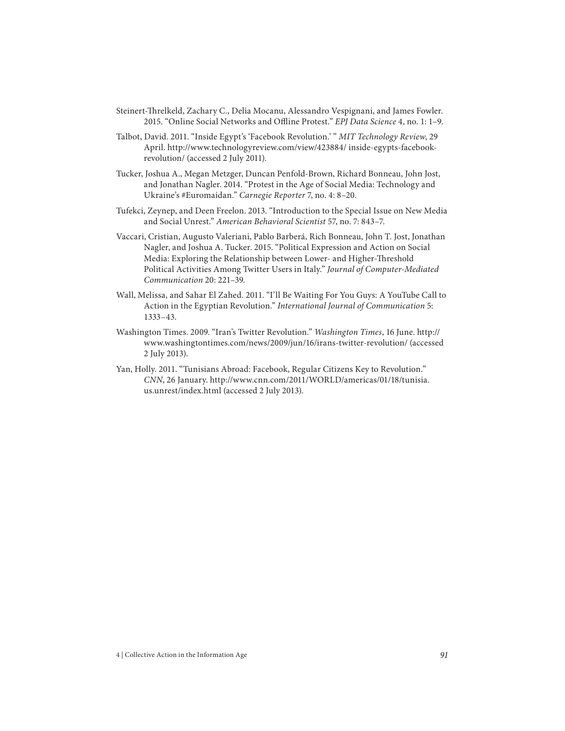Steinert-Threlkeld, Zachary C., Delia Mocanu, Alessandro Vespignani, and James Fowler. 2015. "Online Social Networks and Offline Protest." *EPJ Data Science* 4, no. 1: 1–9.

Talbot, David. 2011. "Inside Egypt's 'Facebook Revolution.' " *MIT Technology Review*, 29 April. http://www.technologyreview.com/view/423884/ inside-egypts-facebook-revolution/ (accessed 2 July 2011).

Tucker, Joshua A., Megan Metzger, Duncan Penfold-Brown, Richard Bonneau, John Jost, and Jonathan Nagler. 2014. "Protest in the Age of Social Media: Technology and Ukraine's #Euromaidan." *Carnegie Reporter* 7, no. 4: 8–20.

Tufekci, Zeynep, and Deen Freelon. 2013. "Introduction to the Special Issue on New Media and Social Unrest." *American Behavioral Scientist* 57, no. 7: 843–7.

Vaccari, Cristian, Augusto Valeriani, Pablo Barberá, Rich Bonneau, John T. Jost, Jonathan Nagler, and Joshua A. Tucker. 2015. "Political Expression and Action on Social Media: Exploring the Relationship between Lower- and Higher-Threshold Political Activities Among Twitter Users in Italy." *Journal of Computer-Mediated Communication* 20: 221–39.

Wall, Melissa, and Sahar El Zahed. 2011. "I'll Be Waiting For You Guys: A YouTube Call to Action in the Egyptian Revolution." *International Journal of Communication* 5: 1333–43.

Washington Times. 2009. "Iran's Twitter Revolution." *Washington Times*, 16 June. http://www.washingtontimes.com/news/2009/jun/16/irans-twitter-revolution/ (accessed 2 July 2013).

Yan, Holly. 2011. "Tunisians Abroad: Facebook, Regular Citizens Key to Revolution." *CNN*, 26 January. http://www.cnn.com/2011/WORLD/americas/01/18/tunisia.us.unrest/index.html (accessed 2 July 2013).